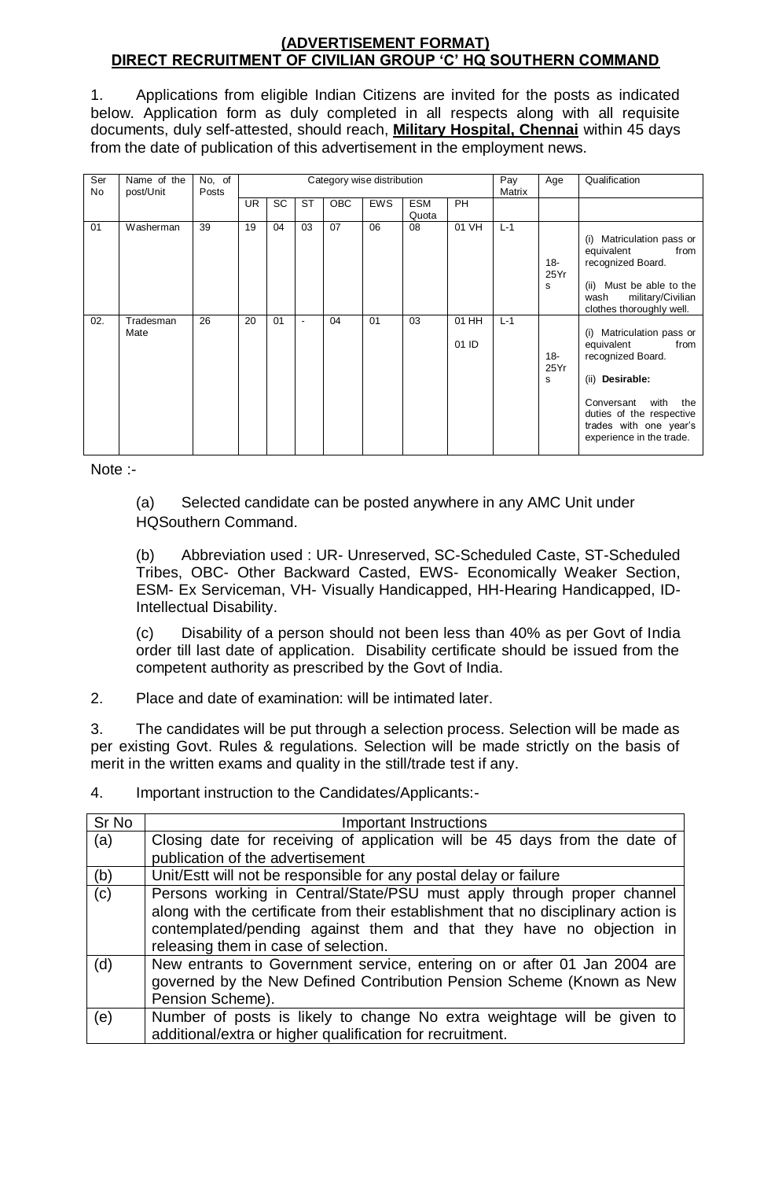**(ADVERTISEMENT FORMAT)**
**DIRECT RECRUITMENT OF CIVILIAN GROUP 'C' HQ SOUTHERN COMMAND**

1. Applications from eligible Indian Citizens are invited for the posts as indicated below. Application form as duly completed in all respects along with all requisite documents, duly self-attested, should reach, **Military Hospital, Chennai** within 45 days from the date of publication of this advertisement in the employment news.

| Ser No | Name of the post/Unit | No, of Posts | Category wise distribution | | | | | | | Pay Matrix | Age | Qualification |
|---|---|---|---|---|---|---|---|---|---|---|---|---|
| | | | UR | SC | ST | OBC | EWS | ESM Quota | PH | | | |
| 01 | Washerman | 39 | 19 | 04 | 03 | 07 | 06 | 08 | 01 VH | L-1 | 18-25Yrs | (i) Matriculation pass or equivalent from recognized Board.<br>(ii) Must be able to the wash military/Civilian clothes thoroughly well. |
| 02. | Tradesman Mate | 26 | 20 | 01 | - | 04 | 01 | 03 | 01 HH<br>01 ID | L-1 | 18-25Yrs | (i) Matriculation pass or equivalent from recognized Board.<br>(ii) **Desirable:**<br>Conversant with the duties of the respective trades with one year's experience in the trade. |

Note :-

(a) Selected candidate can be posted anywhere in any AMC Unit under HQSouthern Command.

(b) Abbreviation used : UR- Unreserved, SC-Scheduled Caste, ST-Scheduled Tribes, OBC- Other Backward Casted, EWS- Economically Weaker Section, ESM- Ex Serviceman, VH- Visually Handicapped, HH-Hearing Handicapped, ID- Intellectual Disability.

(c) Disability of a person should not been less than 40% as per Govt of India order till last date of application. Disability certificate should be issued from the competent authority as prescribed by the Govt of India.

2. Place and date of examination: will be intimated later.

3. The candidates will be put through a selection process. Selection will be made as per existing Govt. Rules & regulations. Selection will be made strictly on the basis of merit in the written exams and quality in the still/trade test if any.

4. Important instruction to the Candidates/Applicants:-

| Sr No | Important Instructions |
|---|---|
| (a) | Closing date for receiving of application will be 45 days from the date of publication of the advertisement |
| (b) | Unit/Estt will not be responsible for any postal delay or failure |
| (c) | Persons working in Central/State/PSU must apply through proper channel along with the certificate from their establishment that no disciplinary action is contemplated/pending against them and that they have no objection in releasing them in case of selection. |
| (d) | New entrants to Government service, entering on or after 01 Jan 2004 are governed by the New Defined Contribution Pension Scheme (Known as New Pension Scheme). |
| (e) | Number of posts is likely to change No extra weightage will be given to additional/extra or higher qualification for recruitment. |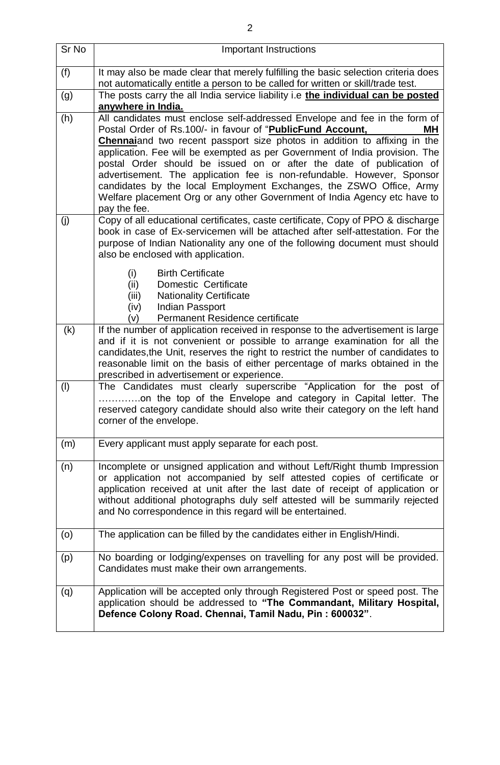| Sr No | Important Instructions |
|---|---|
| (f) | It may also be made clear that merely fulfilling the basic selection criteria does not automatically entitle a person to be called for written or skill/trade test. |
| (g) | The posts carry the all India service liability i.e **the individual can be posted anywhere in India.** |
| (h) | All candidates must enclose self-addressed Envelope and fee in the form of Postal Order of Rs.100/- in favour of "**PublicFund Account, MH Chennai**and two recent passport size photos in addition to affixing in the application. Fee will be exempted as per Government of India provision. The postal Order should be issued on or after the date of publication of advertisement. The application fee is non-refundable. However, Sponsor candidates by the local Employment Exchanges, the ZSWO Office, Army Welfare placement Org or any other Government of India Agency etc have to pay the fee. |
| (j) | Copy of all educational certificates, caste certificate, Copy of PPO & discharge book in case of Ex-servicemen will be attached after self-attestation. For the purpose of Indian Nationality any one of the following document must should also be enclosed with application.<br><br>(i) Birth Certificate<br>(ii) Domestic Certificate<br>(iii) Nationality Certificate<br>(iv) Indian Passport<br>(v) Permanent Residence certificate |
| (k) | If the number of application received in response to the advertisement is large and if it is not convenient or possible to arrange examination for all the candidates,the Unit, reserves the right to restrict the number of candidates to reasonable limit on the basis of either percentage of marks obtained in the prescribed in advertisement or experience. |
| (l) | The Candidates must clearly superscribe "Application for the post of ………….on the top of the Envelope and category in Capital letter. The reserved category candidate should also write their category on the left hand corner of the envelope. |
| (m) | Every applicant must apply separate for each post. |
| (n) | Incomplete or unsigned application and without Left/Right thumb Impression or application not accompanied by self attested copies of certificate or application received at unit after the last date of receipt of application or without additional photographs duly self attested will be summarily rejected and No correspondence in this regard will be entertained. |
| (o) | The application can be filled by the candidates either in English/Hindi. |
| (p) | No boarding or lodging/expenses on travelling for any post will be provided. Candidates must make their own arrangements. |
| (q) | Application will be accepted only through Registered Post or speed post. The application should be addressed to **"The Commandant, Military Hospital, Defence Colony Road. Chennai, Tamil Nadu, Pin : 600032"**. |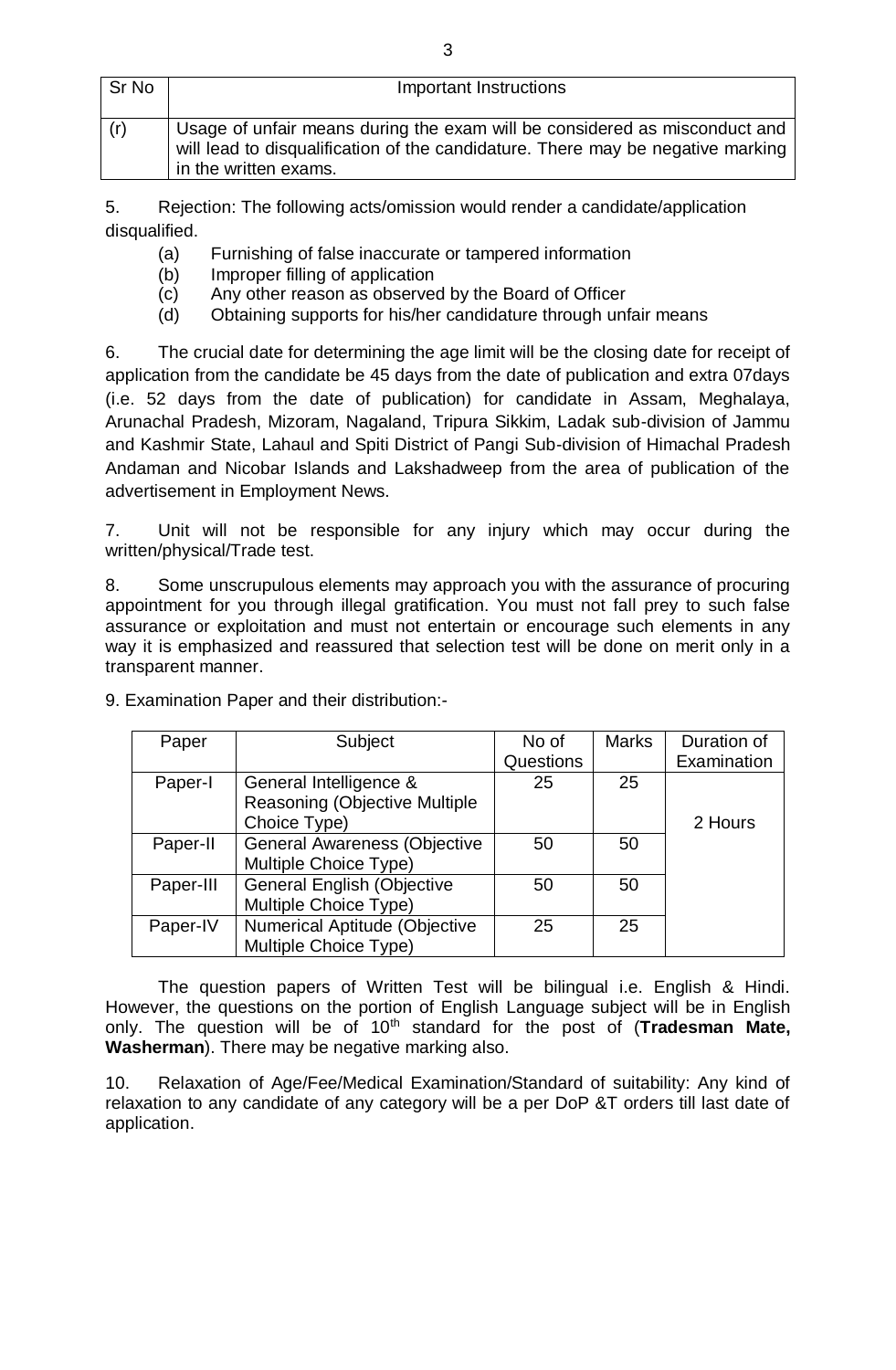| Sr No | Important Instructions |
|---|---|
| (r) | Usage of unfair means during the exam will be considered as misconduct and will lead to disqualification of the candidature. There may be negative marking in the written exams. |

5. Rejection: The following acts/omission would render a candidate/application disqualified.

   (a) Furnishing of false inaccurate or tampered information
   (b) Improper filling of application
   (c) Any other reason as observed by the Board of Officer
   (d) Obtaining supports for his/her candidature through unfair means

6. The crucial date for determining the age limit will be the closing date for receipt of application from the candidate be 45 days from the date of publication and extra 07days (i.e. 52 days from the date of publication) for candidate in Assam, Meghalaya, Arunachal Pradesh, Mizoram, Nagaland, Tripura Sikkim, Ladak sub-division of Jammu and Kashmir State, Lahaul and Spiti District of Pangi Sub-division of Himachal Pradesh Andaman and Nicobar Islands and Lakshadweep from the area of publication of the advertisement in Employment News.

7. Unit will not be responsible for any injury which may occur during the written/physical/Trade test.

8. Some unscrupulous elements may approach you with the assurance of procuring appointment for you through illegal gratification. You must not fall prey to such false assurance or exploitation and must not entertain or encourage such elements in any way it is emphasized and reassured that selection test will be done on merit only in a transparent manner.

9. Examination Paper and their distribution:-

| Paper | Subject | No of Questions | Marks | Duration of Examination |
|---|---|---|---|---|
| Paper-I | General Intelligence & Reasoning (Objective Multiple Choice Type) | 25 | 25 | 2 Hours |
| Paper-II | General Awareness (Objective Multiple Choice Type) | 50 | 50 | |
| Paper-III | General English (Objective Multiple Choice Type) | 50 | 50 | |
| Paper-IV | Numerical Aptitude (Objective Multiple Choice Type) | 25 | 25 | |

The question papers of Written Test will be bilingual i.e. English & Hindi. However, the questions on the portion of English Language subject will be in English only. The question will be of 10th standard for the post of (**Tradesman Mate, Washerman**). There may be negative marking also.

10. Relaxation of Age/Fee/Medical Examination/Standard of suitability: Any kind of relaxation to any candidate of any category will be a per DoP &T orders till last date of application.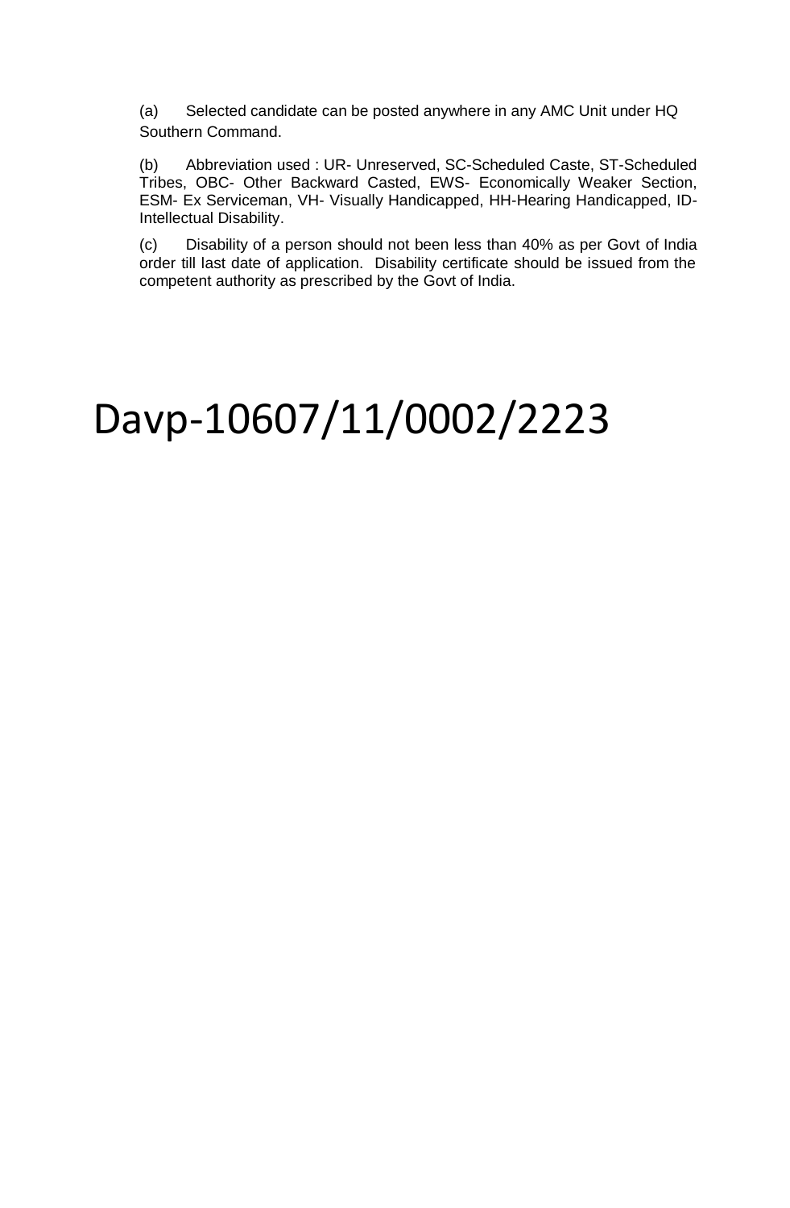(a) Selected candidate can be posted anywhere in any AMC Unit under HQ Southern Command.

(b) Abbreviation used : UR- Unreserved, SC-Scheduled Caste, ST-Scheduled Tribes, OBC- Other Backward Casted, EWS- Economically Weaker Section, ESM- Ex Serviceman, VH- Visually Handicapped, HH-Hearing Handicapped, ID-Intellectual Disability.

(c) Disability of a person should not been less than 40% as per Govt of India order till last date of application. Disability certificate should be issued from the competent authority as prescribed by the Govt of India.

# Davp-10607/11/0002/2223